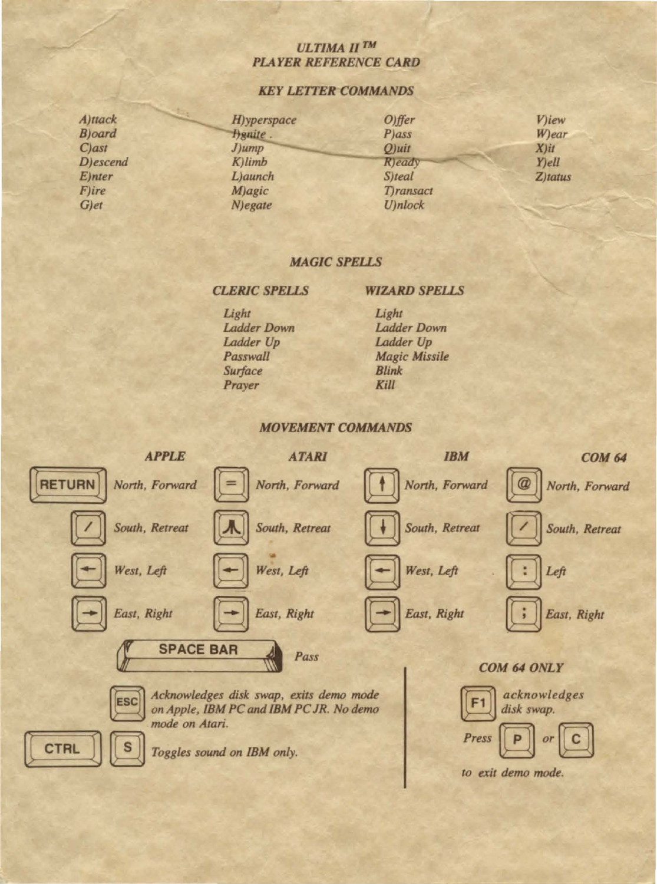# ULTIMA II™
## PLAYER REFERENCE CARD

### KEY LETTER COMMANDS

- *A)ttack*
- *B)oard*
- *C)ast*
- *D)escend*
- *E)nter*
- *F)ire*
- *G)et*
- *H)yperspace*
- *I)gnite*
- *J)ump*
- *K)limb*
- *L)aunch*
- *M)agic*
- *N)egate*
- *O)ffer*
- *P)ass*
- *Q)uit*
- *R)eady*
- *S)teal*
- *T)ransact*
- *U)nlock*
- *V)iew*
- *W)ear*
- *X)it*
- *Y)ell*
- *Z)tatus*

### MAGIC SPELLS

| CLERIC SPELLS | WIZARD SPELLS |
|---|---|
| Light | Light |
| Ladder Down | Ladder Down |
| Ladder Up | Ladder Up |
| Passwall | Magic Missile |
| Surface | Blink |
| Prayer | Kill |

### MOVEMENT COMMANDS

| APPLE | | ATARI | | IBM | | COM 64 | |
|---|---|---|---|---|---|---|---|
| RETURN | North, Forward | = | North, Forward | ↑ | North, Forward | @ | North, Forward |
| / | South, Retreat | ⋏ | South, Retreat | ↓ | South, Retreat | / | South, Retreat |
| ← | West, Left | ← | West, Left | ← | West, Left | : | Left |
| → | East, Right | → | East, Right | → | East, Right | ; | East, Right |

**SPACE BAR** — *Pass*

**ESC** — *Acknowledges disk swap, exits demo mode on Apple, IBM PC and IBM PC JR. No demo mode on Atari.*

**CTRL** + **S** — *Toggles sound on IBM only.*

#### COM 64 ONLY

**F1** — *acknowledges disk swap.*

*Press* **P** *or* **C** *to exit demo mode.*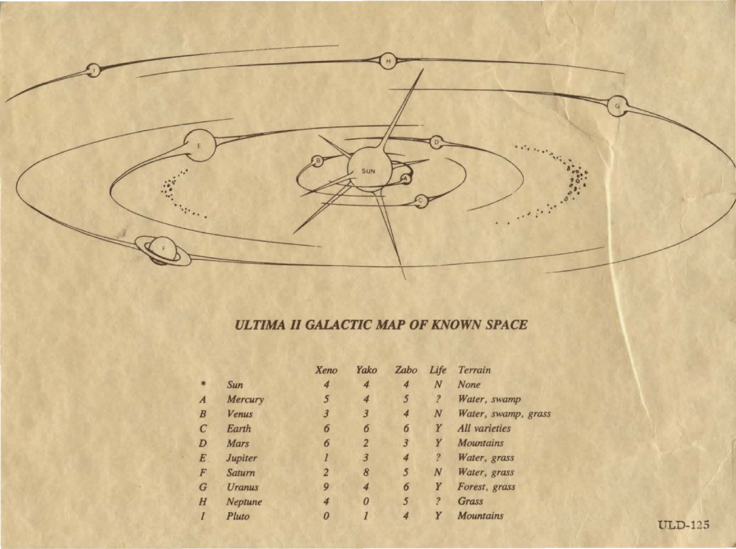SUN

A

B

C

D

E

F

G

H

I

## *ULTIMA II GALACTIC MAP OF KNOWN SPACE*

| | | Xeno | Yako | Zabo | Life | Terrain |
|---|---|---|---|---|---|---|
| * | Sun | 4 | 4 | 4 | N | None |
| A | Mercury | 5 | 4 | 5 | ? | Water, swamp |
| B | Venus | 3 | 3 | 4 | N | Water, swamp, grass |
| C | Earth | 6 | 6 | 6 | Y | All varieties |
| D | Mars | 6 | 2 | 3 | Y | Mountains |
| E | Jupiter | 1 | 3 | 4 | ? | Water, grass |
| F | Saturn | 2 | 8 | 5 | N | Water, grass |
| G | Uranus | 9 | 4 | 6 | Y | Forest, grass |
| H | Neptune | 4 | 0 | 5 | ? | Grass |
| I | Pluto | 0 | 1 | 4 | Y | Mountains |

ULD-125